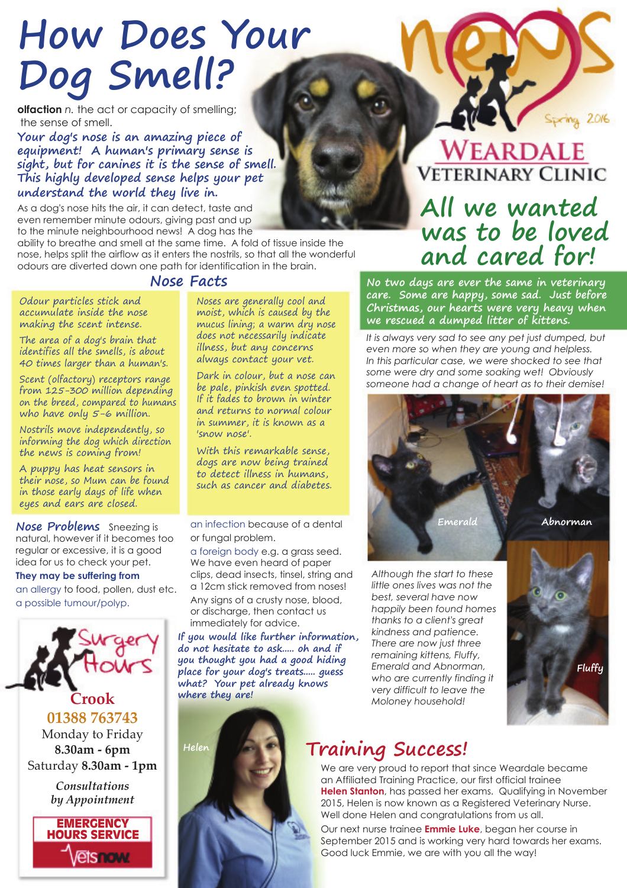# How Does Your Dog Smell?

**olfaction** *n.* the act or capacity of smelling; the sense of smell.

**Your dog's nose is an amazing piece of equipment! A human's primary sense is sight, but for canines it is the sense of smell. This highly developed sense helps your pet understand the world they live in.**

As a dog's nose hits the air, it can detect, taste and even remember minute odours, giving past and up to the minute neighbourhood news! A dog has the ability to breathe and smell at the same time. A fold of tissue inside the nose, helps split the airflow as it enters the nostrils, so that all the wonderful odours are diverted down one path for identification in the brain.

## Nose Facts

Odour particles stick and accumulate inside the nose making the scent intense.

The area of a dog's brain that identifies all the smells, is about 40 times larger than a human's.

Scent (olfactory) receptors range from 125-300 million depending on the breed, compared to humans who have only 5-6 million.

Nostrils move independently, so informing the dog which direction the news is coming from!

A puppy has heat sensors in their nose, so Mum can be found in those early days of life when eyes and ears are closed.

Noses are generally cool and moist, which is caused by the mucus lining; a warm dry nose does not necessarily indicate illness, but any concerns always contact your vet.

Dark in colour, but a nose can be pale, pinkish even spotted. If it fades to brown in winter and returns to normal colour in summer, it is known as a 'snow nose'.

With this remarkable sense, dogs are now being trained to detect illness in humans, such as cancer and diabetes.

**Nose Problems** Sneezing is natural, however if it becomes too regular or excessive, it is a good idea for us to check your pet.

**They may be suffering from**

an allergy to food, pollen, dust etc.

a possible tumour/polyp.

an infection because of a dental or fungal problem.

a foreign body e.g. a grass seed. We have even heard of paper clips, dead insects, tinsel, string and a 12cm stick removed from noses!

Any signs of a crusty nose, blood, or discharge, then contact us immediately for advice.

*If you would like further information, do not hesitate to ask..... oh and if you thought you had a good hiding place for your dog's treats..... guess what? Your pet already knows where they are!*

### Surgery Hours

**Crook**
**01388 763743**
Monday to Friday
**8.30am - 6pm**
Saturday **8.30am - 1pm**

***Consultations by Appointment***

**EMERGENCY HOURS SERVICE**
Vets now

---

news Spring 2016

**WEARDALE VETERINARY CLINIC**

# All we wanted was to be loved and cared for!

**No two days are ever the same in veterinary care. Some are happy, some sad. Just before Christmas, our hearts were very heavy when we rescued a dumped litter of kittens.**

*It is always very sad to see any pet just dumped, but even more so when they are young and helpless. In this particular case, we were shocked to see that some were dry and some soaking wet! Obviously someone had a change of heart as to their demise!*

Emerald Abnorman

*Although the start to these little ones lives was not the best, several have now happily been found homes thanks to a client's great kindness and patience. There are now just three remaining kittens, Fluffy, Emerald and Abnorman, who are currently finding it very difficult to leave the Moloney household!*

Fluffy

## Training Success!

Helen

We are very proud to report that since Weardale became an Affiliated Training Practice, our first official trainee **Helen Stanton**, has passed her exams. Qualifying in November 2015, Helen is now known as a Registered Veterinary Nurse. Well done Helen and congratulations from us all.

Our next nurse trainee **Emmie Luke**, began her course in September 2015 and is working very hard towards her exams. Good luck Emmie, we are with you all the way!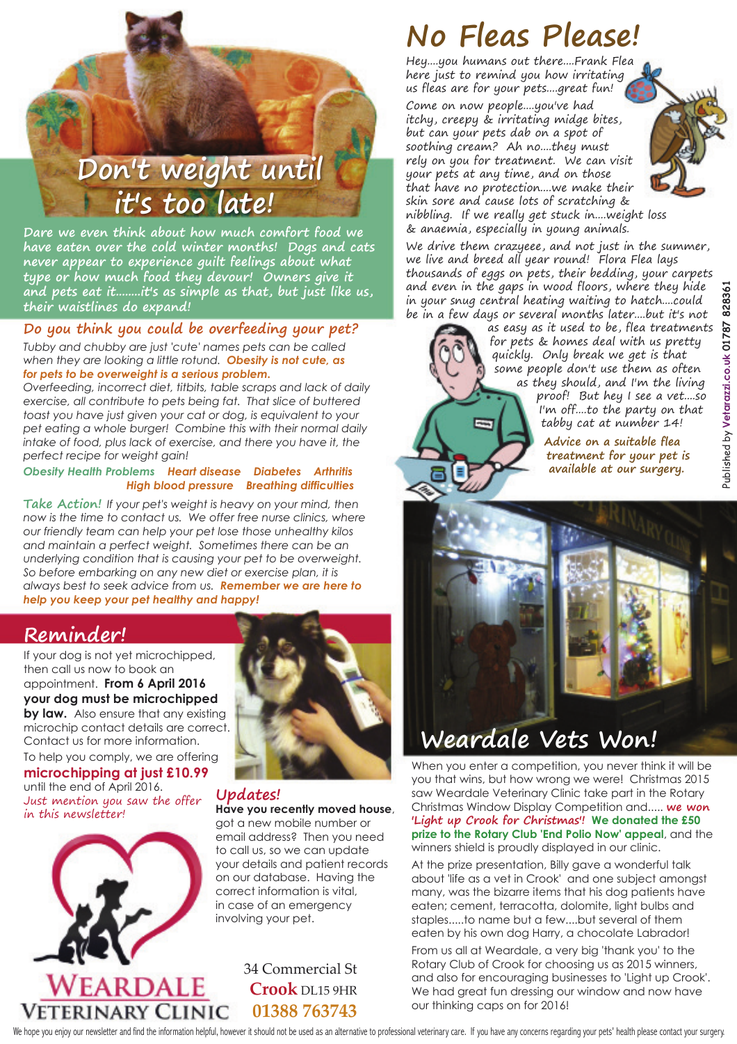# Don't weight until it's too late!

**Dare we even think about how much comfort food we have eaten over the cold winter months! Dogs and cats never appear to experience guilt feelings about what type or how much food they devour! Owners give it and pets eat it........it's as simple as that, but just like us, their waistlines do expand!**

## Do you think you could be overfeeding your pet?

*Tubby and chubby are just 'cute' names pets can be called when they are looking a little rotund.* ***Obesity is not cute, as for pets to be overweight is a serious problem.***

*Overfeeding, incorrect diet, titbits, table scraps and lack of daily exercise, all contribute to pets being fat. That slice of buttered toast you have just given your cat or dog, is equivalent to your pet eating a whole burger! Combine this with their normal daily intake of food, plus lack of exercise, and there you have it, the perfect recipe for weight gain!*

***Obesity Health Problems*** ***Heart disease*** ***Diabetes*** ***Arthritis*** ***High blood pressure*** ***Breathing difficulties***

*Take Action! If your pet's weight is heavy on your mind, then now is the time to contact us. We offer free nurse clinics, where our friendly team can help your pet lose those unhealthy kilos and maintain a perfect weight. Sometimes there can be an underlying condition that is causing your pet to be overweight. So before embarking on any new diet or exercise plan, it is always best to seek advice from us.* ***Remember we are here to help you keep your pet healthy and happy!***

## Reminder!

If your dog is not yet microchipped, then call us now to book an appointment. **From 6 April 2016 your dog must be microchipped by law.** Also ensure that any existing microchip contact details are correct. Contact us for more information.

To help you comply, we are offering **microchipping at just £10.99** until the end of April 2016.

*Just mention you saw the offer in this newsletter!*

## Updates!

**Have you recently moved house**, got a new mobile number or email address? Then you need to call us, so we can update your details and patient records on our database. Having the correct information is vital, in case of an emergency involving your pet.

WEARDALE VETERINARY CLINIC

34 Commercial St
**Crook** DL15 9HR
**01388 763743**

# No Fleas Please!

Hey....you humans out there....Frank Flea here just to remind you how irritating us fleas are for your pets....great fun!

Come on now people....you've had itchy, creepy & irritating midge bites, but can your pets dab on a spot of soothing cream? Ah no....they must rely on you for treatment. We can visit your pets at any time, and on those that have no protection....we make their skin sore and cause lots of scratching & nibbling. If we really get stuck in....weight loss & anaemia, especially in young animals.

We drive them crazyeee, and not just in the summer, we live and breed all year round! Flora Flea lays thousands of eggs on pets, their bedding, your carpets and even in the gaps in wood floors, where they hide in your snug central heating waiting to hatch....could be in a few days or several months later....but it's not as easy as it used to be, flea treatments for pets & homes deal with us pretty quickly. Only break we get is that some people don't use them as often as they should, and I'm the living proof! But hey I see a vet....so I'm off....to the party on that tabby cat at number 14!

**Advice on a suitable flea treatment for your pet is available at our surgery.**

# Weardale Vets Won!

When you enter a competition, you never think it will be you that wins, but how wrong we were! Christmas 2015 saw Weardale Veterinary Clinic take part in the Rotary Christmas Window Display Competition and..... ***we won 'Light up Crook for Christmas'!*** **We donated the £50 prize to the Rotary Club 'End Polio Now' appeal**, and the winners shield is proudly displayed in our clinic.

At the prize presentation, Billy gave a wonderful talk about 'life as a vet in Crook' and one subject amongst many, was the bizarre items that his dog patients have eaten; cement, terracotta, dolomite, light bulbs and staples.....to name but a few....but several of them eaten by his own dog Harry, a chocolate Labrador!

From us all at Weardale, a very big 'thank you' to the Rotary Club of Crook for choosing us as 2015 winners, and also for encouraging businesses to 'Light up Crook'. We had great fun dressing our window and now have our thinking caps on for 2016!

Published by Vetarazzi.co.uk 01787 828361

We hope you enjoy our newsletter and find the information helpful, however it should not be used as an alternative to professional veterinary care. If you have any concerns regarding your pets' health please contact your surgery.